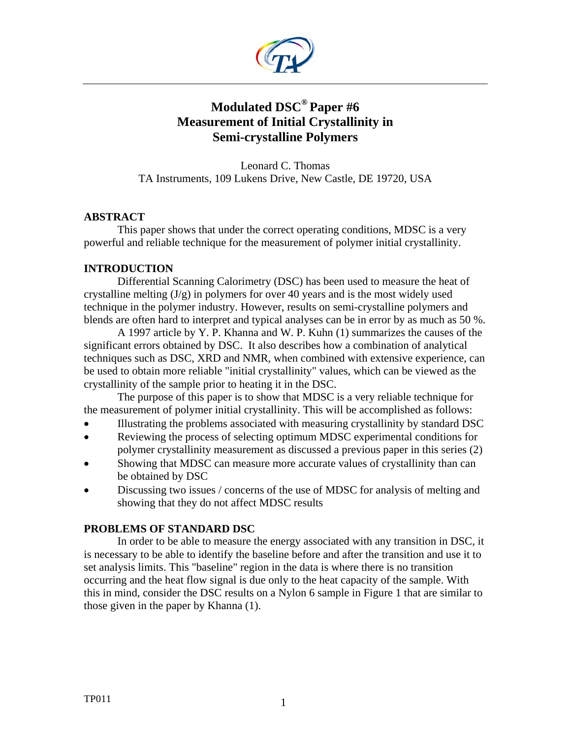# Modulated DSC® Paper #6
# Measurement of Initial Crystallinity in Semi-crystalline Polymers

Leonard C. Thomas
TA Instruments, 109 Lukens Drive, New Castle, DE 19720, USA

## ABSTRACT

This paper shows that under the correct operating conditions, MDSC is a very powerful and reliable technique for the measurement of polymer initial crystallinity.

## INTRODUCTION

Differential Scanning Calorimetry (DSC) has been used to measure the heat of crystalline melting (J/g) in polymers for over 40 years and is the most widely used technique in the polymer industry. However, results on semi-crystalline polymers and blends are often hard to interpret and typical analyses can be in error by as much as 50 %.

A 1997 article by Y. P. Khanna and W. P. Kuhn (1) summarizes the causes of the significant errors obtained by DSC. It also describes how a combination of analytical techniques such as DSC, XRD and NMR, when combined with extensive experience, can be used to obtain more reliable "initial crystallinity" values, which can be viewed as the crystallinity of the sample prior to heating it in the DSC.

The purpose of this paper is to show that MDSC is a very reliable technique for the measurement of polymer initial crystallinity. This will be accomplished as follows:

- Illustrating the problems associated with measuring crystallinity by standard DSC
- Reviewing the process of selecting optimum MDSC experimental conditions for polymer crystallinity measurement as discussed a previous paper in this series (2)
- Showing that MDSC can measure more accurate values of crystallinity than can be obtained by DSC
- Discussing two issues / concerns of the use of MDSC for analysis of melting and showing that they do not affect MDSC results

## PROBLEMS OF STANDARD DSC

In order to be able to measure the energy associated with any transition in DSC, it is necessary to be able to identify the baseline before and after the transition and use it to set analysis limits. This "baseline" region in the data is where there is no transition occurring and the heat flow signal is due only to the heat capacity of the sample. With this in mind, consider the DSC results on a Nylon 6 sample in Figure 1 that are similar to those given in the paper by Khanna (1).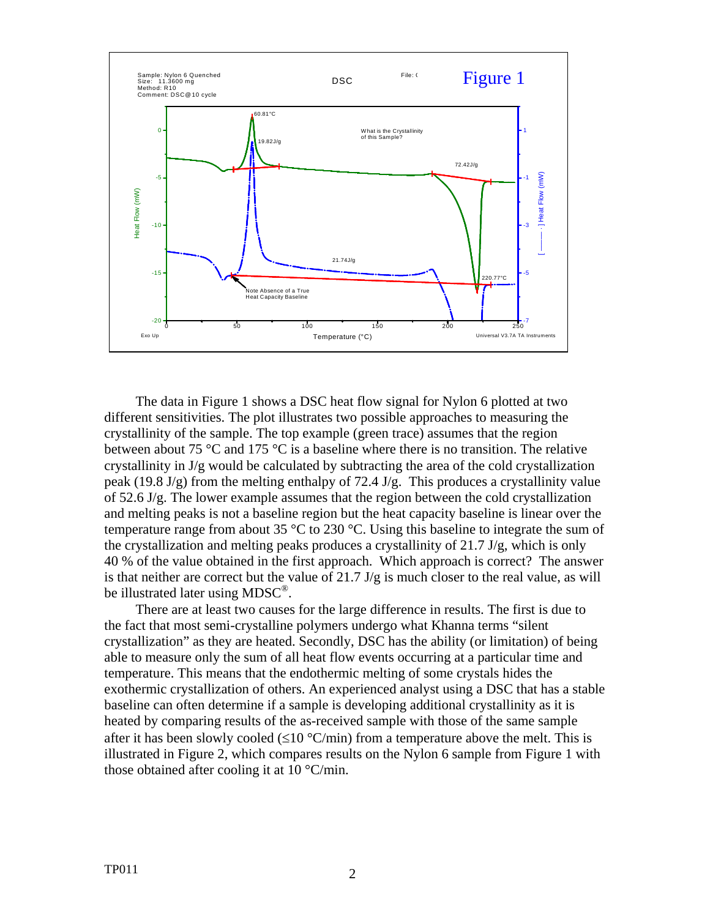The data in Figure 1 shows a DSC heat flow signal for Nylon 6 plotted at two different sensitivities. The plot illustrates two possible approaches to measuring the crystallinity of the sample. The top example (green trace) assumes that the region between about 75 °C and 175 °C is a baseline where there is no transition. The relative crystallinity in J/g would be calculated by subtracting the area of the cold crystallization peak (19.8 J/g) from the melting enthalpy of 72.4 J/g. This produces a crystallinity value of 52.6 J/g. The lower example assumes that the region between the cold crystallization and melting peaks is not a baseline region but the heat capacity baseline is linear over the temperature range from about 35 °C to 230 °C. Using this baseline to integrate the sum of the crystallization and melting peaks produces a crystallinity of 21.7 J/g, which is only 40 % of the value obtained in the first approach. Which approach is correct? The answer is that neither are correct but the value of 21.7 J/g is much closer to the real value, as will be illustrated later using MDSC®.

There are at least two causes for the large difference in results. The first is due to the fact that most semi-crystalline polymers undergo what Khanna terms "silent crystallization" as they are heated. Secondly, DSC has the ability (or limitation) of being able to measure only the sum of all heat flow events occurring at a particular time and temperature. This means that the endothermic melting of some crystals hides the exothermic crystallization of others. An experienced analyst using a DSC that has a stable baseline can often determine if a sample is developing additional crystallinity as it is heated by comparing results of the as-received sample with those of the same sample after it has been slowly cooled (≤10 °C/min) from a temperature above the melt. This is illustrated in Figure 2, which compares results on the Nylon 6 sample from Figure 1 with those obtained after cooling it at 10 °C/min.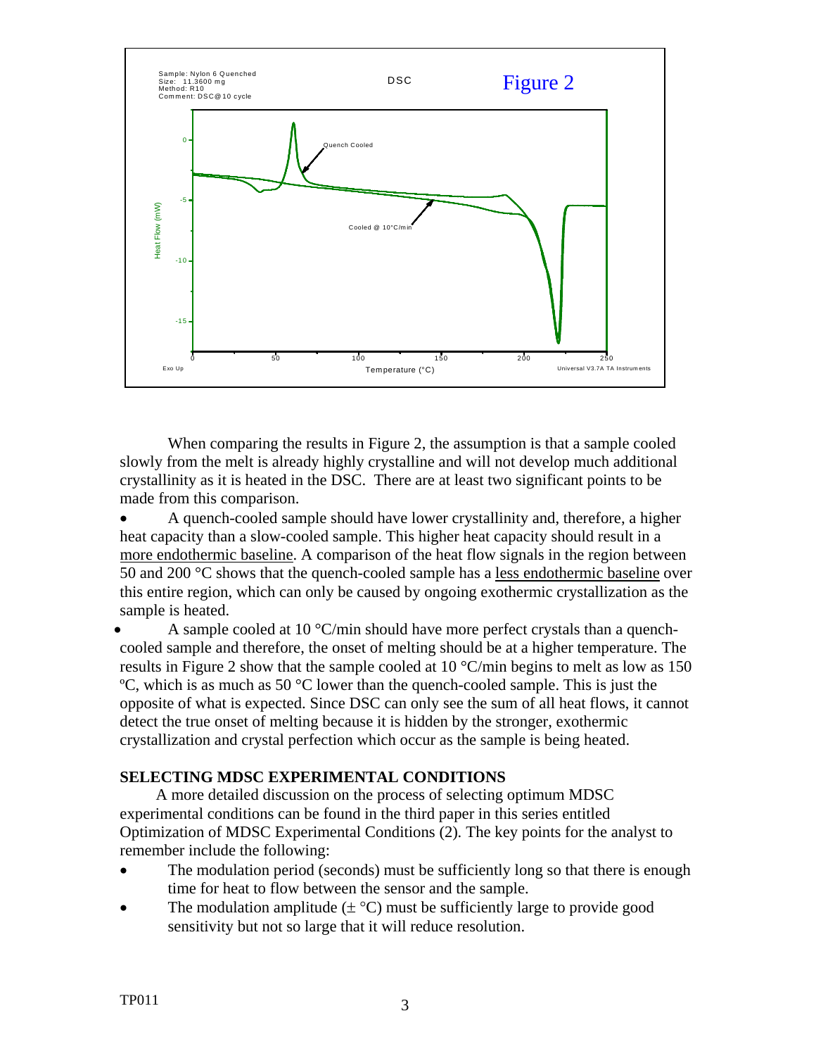When comparing the results in Figure 2, the assumption is that a sample cooled slowly from the melt is already highly crystalline and will not develop much additional crystallinity as it is heated in the DSC. There are at least two significant points to be made from this comparison.

- A quench-cooled sample should have lower crystallinity and, therefore, a higher heat capacity than a slow-cooled sample. This higher heat capacity should result in a more endothermic baseline. A comparison of the heat flow signals in the region between 50 and 200 °C shows that the quench-cooled sample has a less endothermic baseline over this entire region, which can only be caused by ongoing exothermic crystallization as the sample is heated.
- A sample cooled at 10 °C/min should have more perfect crystals than a quench-cooled sample and therefore, the onset of melting should be at a higher temperature. The results in Figure 2 show that the sample cooled at 10 °C/min begins to melt as low as 150 ºC, which is as much as 50 °C lower than the quench-cooled sample. This is just the opposite of what is expected. Since DSC can only see the sum of all heat flows, it cannot detect the true onset of melting because it is hidden by the stronger, exothermic crystallization and crystal perfection which occur as the sample is being heated.

**SELECTING MDSC EXPERIMENTAL CONDITIONS**

A more detailed discussion on the process of selecting optimum MDSC experimental conditions can be found in the third paper in this series entitled Optimization of MDSC Experimental Conditions (2). The key points for the analyst to remember include the following:

- The modulation period (seconds) must be sufficiently long so that there is enough time for heat to flow between the sensor and the sample.
- The modulation amplitude (± °C) must be sufficiently large to provide good sensitivity but not so large that it will reduce resolution.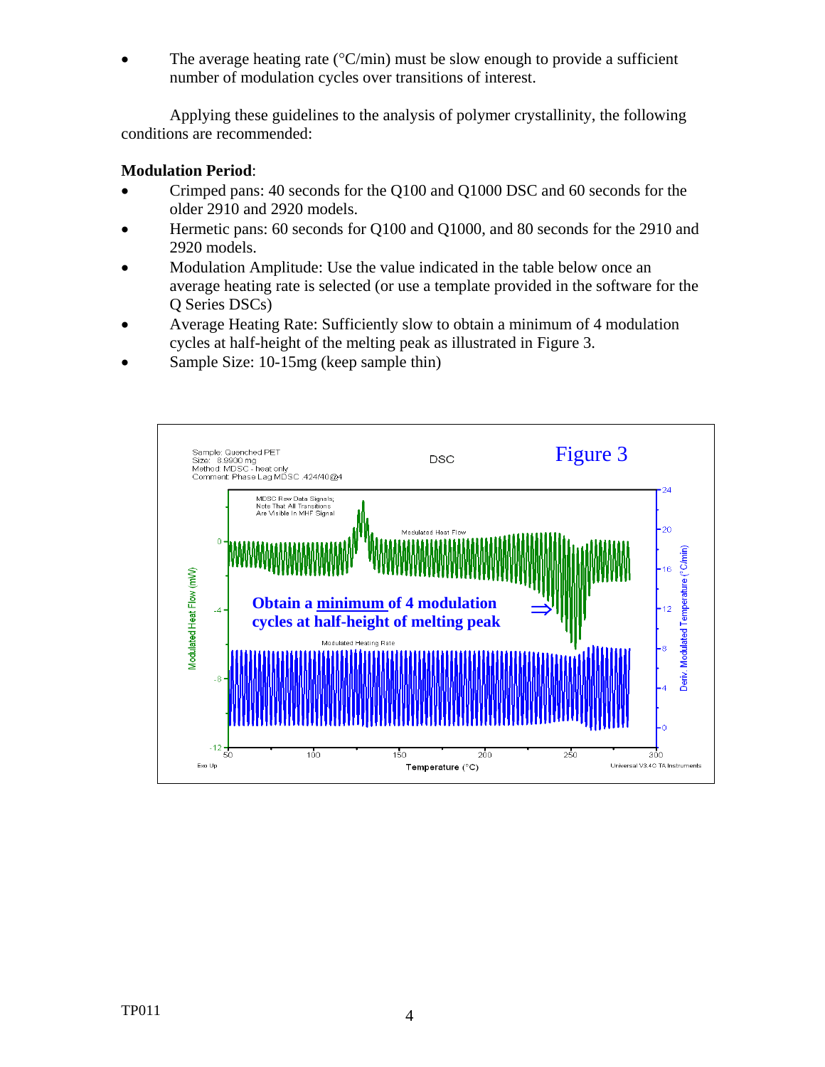- The average heating rate (°C/min) must be slow enough to provide a sufficient number of modulation cycles over transitions of interest.

Applying these guidelines to the analysis of polymer crystallinity, the following conditions are recommended:

**Modulation Period**:

- Crimped pans: 40 seconds for the Q100 and Q1000 DSC and 60 seconds for the older 2910 and 2920 models.
- Hermetic pans: 60 seconds for Q100 and Q1000, and 80 seconds for the 2910 and 2920 models.
- Modulation Amplitude: Use the value indicated in the table below once an average heating rate is selected (or use a template provided in the software for the Q Series DSCs)
- Average Heating Rate: Sufficiently slow to obtain a minimum of 4 modulation cycles at half-height of the melting peak as illustrated in Figure 3.
- Sample Size: 10-15mg (keep sample thin)

Figure 3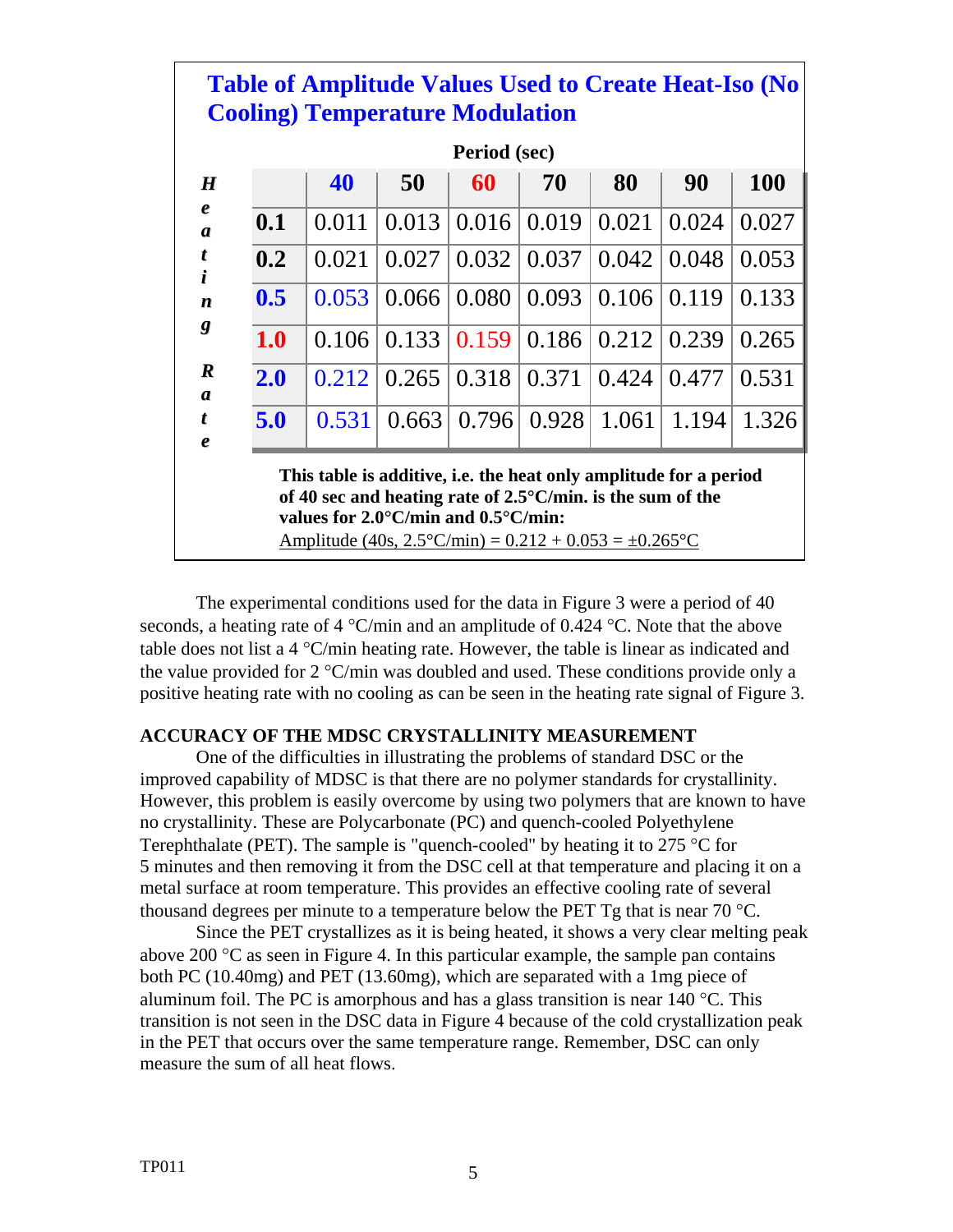## Table of Amplitude Values Used to Create Heat-Iso (No Cooling) Temperature Modulation

| Heating Rate | Period (sec) 40 | 50 | 60 | 70 | 80 | 90 | 100 |
|---|---|---|---|---|---|---|---|
| **0.1** | 0.011 | 0.013 | 0.016 | 0.019 | 0.021 | 0.024 | 0.027 |
| **0.2** | 0.021 | 0.027 | 0.032 | 0.037 | 0.042 | 0.048 | 0.053 |
| **0.5** | 0.053 | 0.066 | 0.080 | 0.093 | 0.106 | 0.119 | 0.133 |
| **1.0** | 0.106 | 0.133 | 0.159 | 0.186 | 0.212 | 0.239 | 0.265 |
| **2.0** | 0.212 | 0.265 | 0.318 | 0.371 | 0.424 | 0.477 | 0.531 |
| **5.0** | 0.531 | 0.663 | 0.796 | 0.928 | 1.061 | 1.194 | 1.326 |

**This table is additive, i.e. the heat only amplitude for a period of 40 sec and heating rate of 2.5°C/min. is the sum of the values for 2.0°C/min and 0.5°C/min:**

Amplitude (40s, 2.5°C/min) = 0.212 + 0.053 = ±0.265°C

The experimental conditions used for the data in Figure 3 were a period of 40 seconds, a heating rate of 4 °C/min and an amplitude of 0.424 °C. Note that the above table does not list a 4 °C/min heating rate. However, the table is linear as indicated and the value provided for 2 °C/min was doubled and used. These conditions provide only a positive heating rate with no cooling as can be seen in the heating rate signal of Figure 3.

**ACCURACY OF THE MDSC CRYSTALLINITY MEASUREMENT**

One of the difficulties in illustrating the problems of standard DSC or the improved capability of MDSC is that there are no polymer standards for crystallinity. However, this problem is easily overcome by using two polymers that are known to have no crystallinity. These are Polycarbonate (PC) and quench-cooled Polyethylene Terephthalate (PET). The sample is "quench-cooled" by heating it to 275 °C for 5 minutes and then removing it from the DSC cell at that temperature and placing it on a metal surface at room temperature. This provides an effective cooling rate of several thousand degrees per minute to a temperature below the PET Tg that is near 70 °C.

Since the PET crystallizes as it is being heated, it shows a very clear melting peak above 200 °C as seen in Figure 4. In this particular example, the sample pan contains both PC (10.40mg) and PET (13.60mg), which are separated with a 1mg piece of aluminum foil. The PC is amorphous and has a glass transition is near 140 °C. This transition is not seen in the DSC data in Figure 4 because of the cold crystallization peak in the PET that occurs over the same temperature range. Remember, DSC can only measure the sum of all heat flows.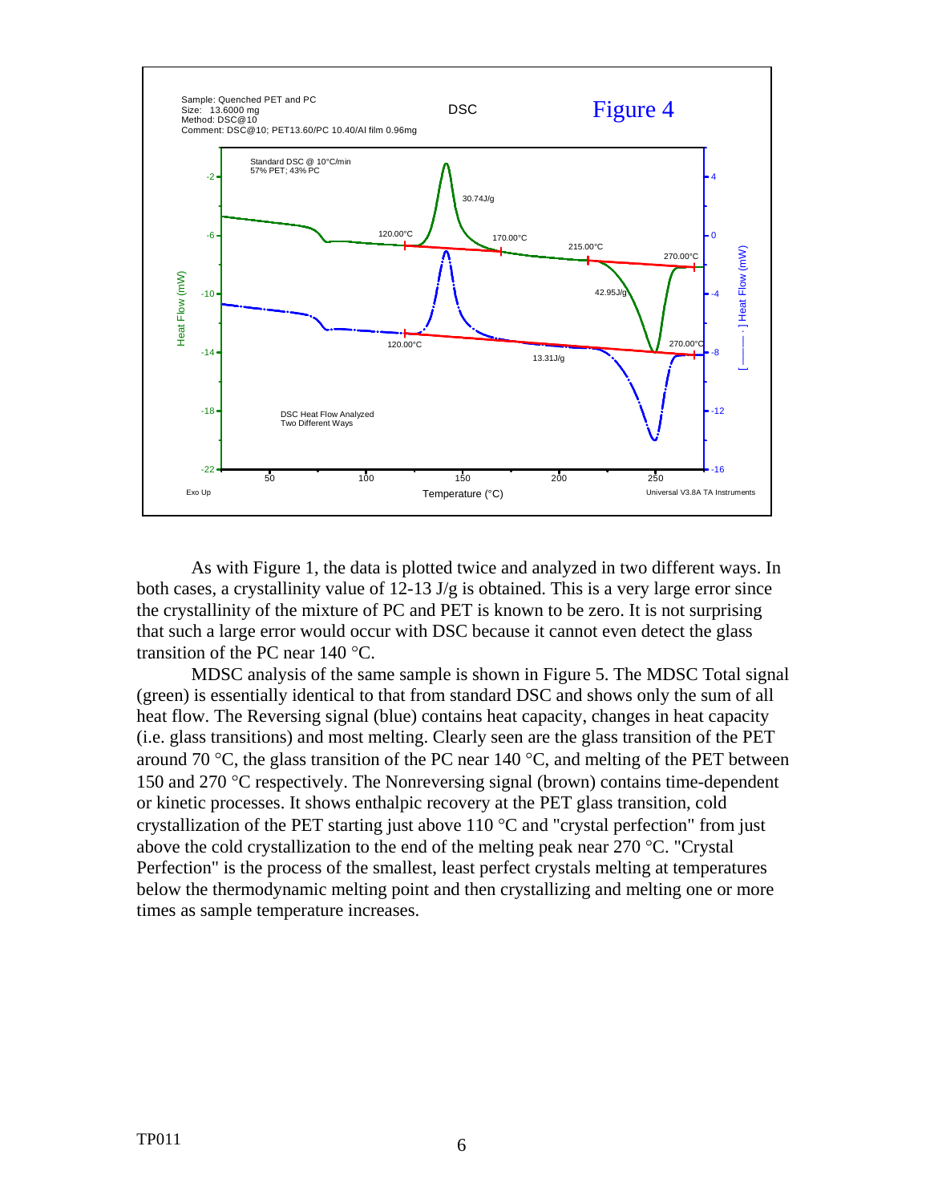Sample: Quenched PET and PC
Size: 13.6000 mg
Method: DSC@10
Comment: DSC@10; PET13.60/PC 10.40/Al film 0.96mg

DSC

Figure 4

Standard DSC @ 10°C/min
57% PET; 43% PC

30.74J/g

120.00°C

170.00°C

215.00°C

270.00°C

42.95J/g

120.00°C

13.31J/g

270.00°C

DSC Heat Flow Analyzed
Two Different Ways

Heat Flow (mW)

[ ––––– · ] Heat Flow (mW)

Temperature (°C)

Exo Up

Universal V3.8A TA Instruments

As with Figure 1, the data is plotted twice and analyzed in two different ways. In both cases, a crystallinity value of 12-13 J/g is obtained. This is a very large error since the crystallinity of the mixture of PC and PET is known to be zero. It is not surprising that such a large error would occur with DSC because it cannot even detect the glass transition of the PC near 140 °C.

MDSC analysis of the same sample is shown in Figure 5. The MDSC Total signal (green) is essentially identical to that from standard DSC and shows only the sum of all heat flow. The Reversing signal (blue) contains heat capacity, changes in heat capacity (i.e. glass transitions) and most melting. Clearly seen are the glass transition of the PET around 70 °C, the glass transition of the PC near 140 °C, and melting of the PET between 150 and 270 °C respectively. The Nonreversing signal (brown) contains time-dependent or kinetic processes. It shows enthalpic recovery at the PET glass transition, cold crystallization of the PET starting just above 110 °C and "crystal perfection" from just above the cold crystallization to the end of the melting peak near 270 °C. "Crystal Perfection" is the process of the smallest, least perfect crystals melting at temperatures below the thermodynamic melting point and then crystallizing and melting one or more times as sample temperature increases.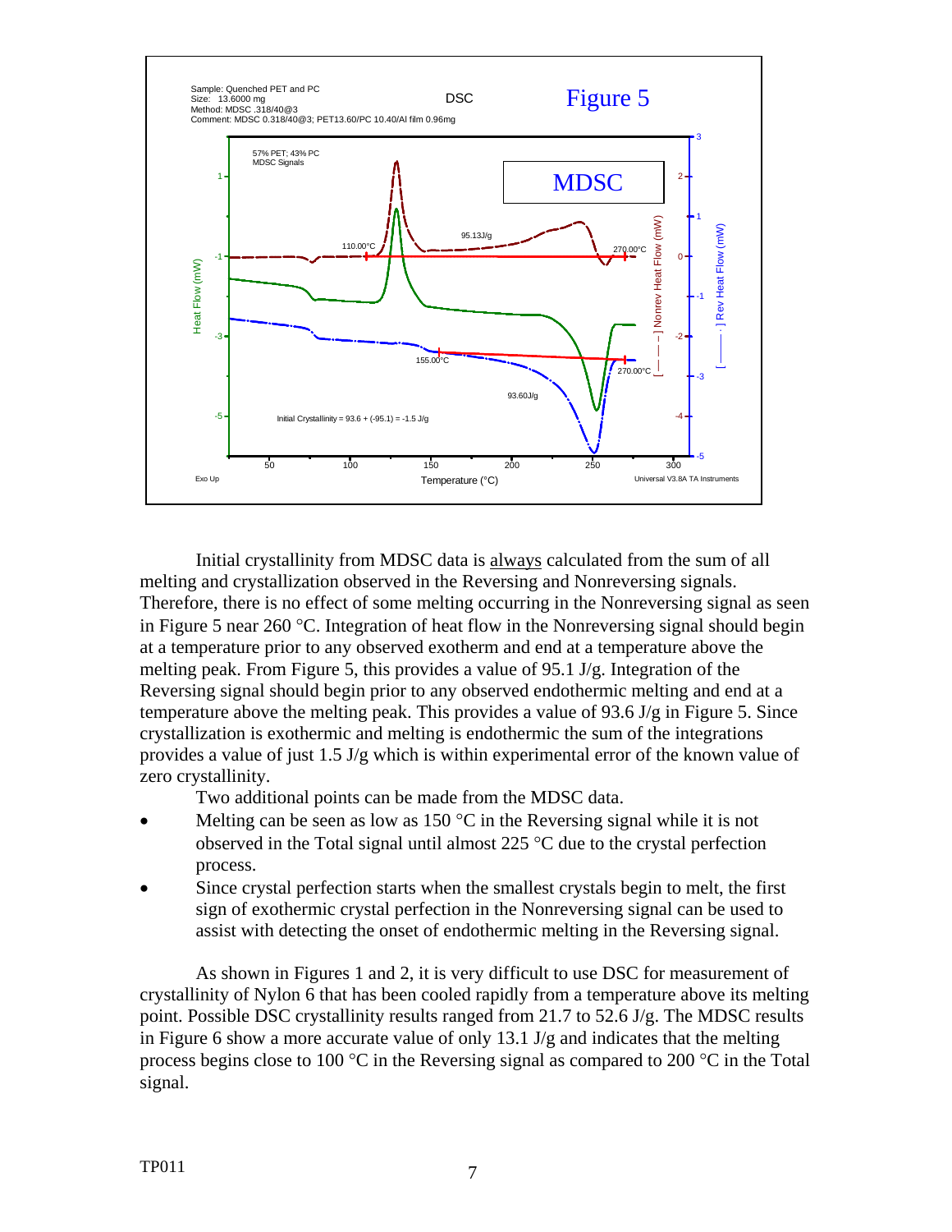Sample: Quenched PET and PC
Size: 13.6000 mg
Method: MDSC .318/40@3
Comment: MDSC 0.318/40@3; PET13.60/PC 10.40/Al film 0.96mg

DSC

Figure 5

57% PET; 43% PC
MDSC Signals

MDSC

110.00°C

95.13J/g

270.00°C

155.00°C

270.00°C

93.60J/g

Initial Crystallinity = 93.6 + (-95.1) = -1.5 J/g

Heat Flow (mW)

[ — — ] Nonrev Heat Flow (mW)

[ —— · ] Rev Heat Flow (mW)

Exo Up

Temperature (°C)

Universal V3.8A TA Instruments

Initial crystallinity from MDSC data is <u>always</u> calculated from the sum of all melting and crystallization observed in the Reversing and Nonreversing signals. Therefore, there is no effect of some melting occurring in the Nonreversing signal as seen in Figure 5 near 260 °C. Integration of heat flow in the Nonreversing signal should begin at a temperature prior to any observed exotherm and end at a temperature above the melting peak. From Figure 5, this provides a value of 95.1 J/g. Integration of the Reversing signal should begin prior to any observed endothermic melting and end at a temperature above the melting peak. This provides a value of 93.6 J/g in Figure 5. Since crystallization is exothermic and melting is endothermic the sum of the integrations provides a value of just 1.5 J/g which is within experimental error of the known value of zero crystallinity.

Two additional points can be made from the MDSC data.

- Melting can be seen as low as 150 °C in the Reversing signal while it is not observed in the Total signal until almost 225 °C due to the crystal perfection process.
- Since crystal perfection starts when the smallest crystals begin to melt, the first sign of exothermic crystal perfection in the Nonreversing signal can be used to assist with detecting the onset of endothermic melting in the Reversing signal.

As shown in Figures 1 and 2, it is very difficult to use DSC for measurement of crystallinity of Nylon 6 that has been cooled rapidly from a temperature above its melting point. Possible DSC crystallinity results ranged from 21.7 to 52.6 J/g. The MDSC results in Figure 6 show a more accurate value of only 13.1 J/g and indicates that the melting process begins close to 100 °C in the Reversing signal as compared to 200 °C in the Total signal.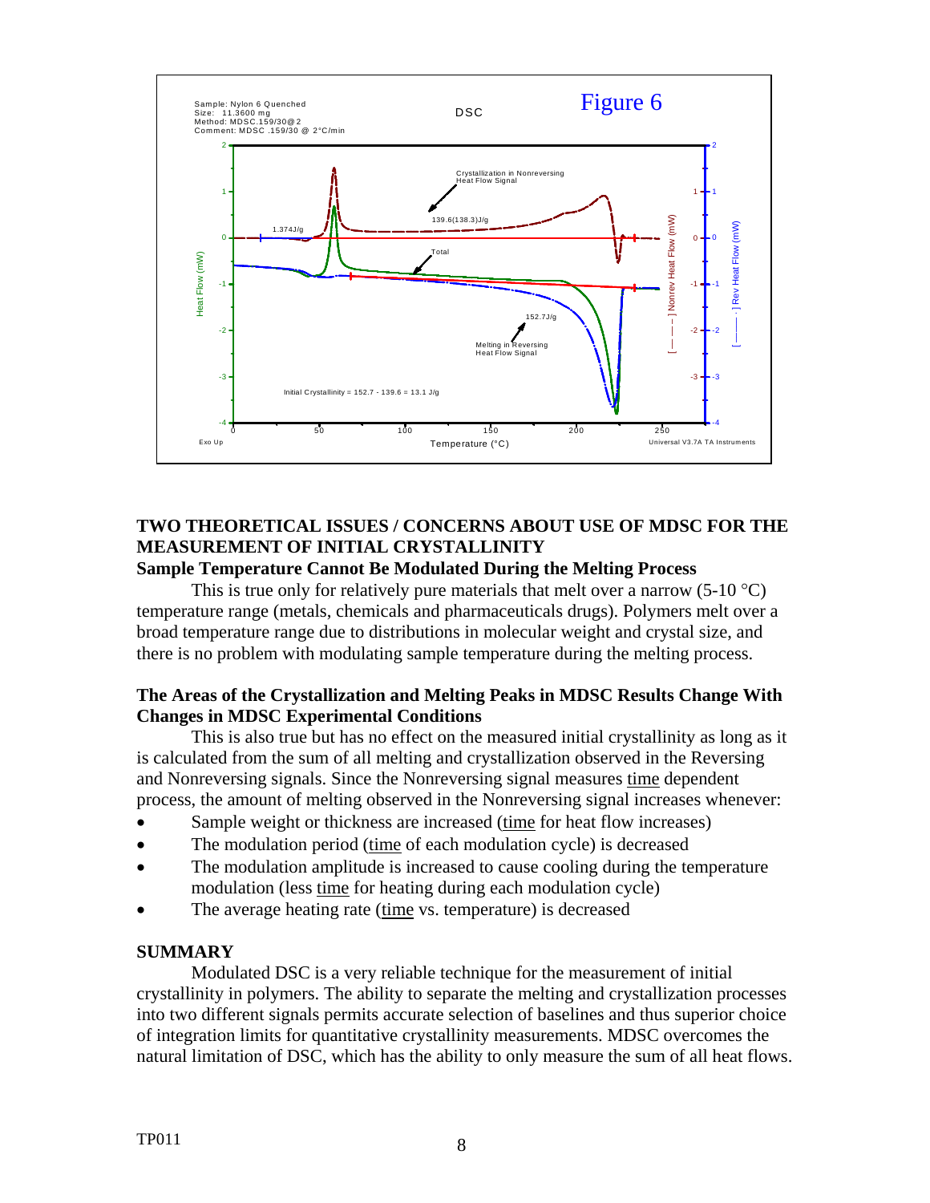Sample: Nylon 6 Quenched
Size: 11.3600 mg
Method: MDSC.159/30@2
Comment: MDSC .159/30 @ 2°C/min

DSC

Figure 6

Crystallization in Nonreversing Heat Flow Signal

139.6(138.3)J/g

1.374J/g

Total

152.7J/g

Melting in Reversing Heat Flow Signal

Initial Crystallinity = 152.7 - 139.6 = 13.1 J/g

Heat Flow (mW)

[ – – – ] Nonrev Heat Flow (mW)

[ – – – · ] Rev Heat Flow (mW)

Temperature (°C)

Exo Up

Universal V3.7A TA Instruments

## TWO THEORETICAL ISSUES / CONCERNS ABOUT USE OF MDSC FOR THE MEASUREMENT OF INITIAL CRYSTALLINITY

### Sample Temperature Cannot Be Modulated During the Melting Process

This is true only for relatively pure materials that melt over a narrow (5-10 °C) temperature range (metals, chemicals and pharmaceuticals drugs). Polymers melt over a broad temperature range due to distributions in molecular weight and crystal size, and there is no problem with modulating sample temperature during the melting process.

### The Areas of the Crystallization and Melting Peaks in MDSC Results Change With Changes in MDSC Experimental Conditions

This is also true but has no effect on the measured initial crystallinity as long as it is calculated from the sum of all melting and crystallization observed in the Reversing and Nonreversing signals. Since the Nonreversing signal measures time dependent process, the amount of melting observed in the Nonreversing signal increases whenever:

- Sample weight or thickness are increased (time for heat flow increases)
- The modulation period (time of each modulation cycle) is decreased
- The modulation amplitude is increased to cause cooling during the temperature modulation (less time for heating during each modulation cycle)
- The average heating rate (time vs. temperature) is decreased

## SUMMARY

Modulated DSC is a very reliable technique for the measurement of initial crystallinity in polymers. The ability to separate the melting and crystallization processes into two different signals permits accurate selection of baselines and thus superior choice of integration limits for quantitative crystallinity measurements. MDSC overcomes the natural limitation of DSC, which has the ability to only measure the sum of all heat flows.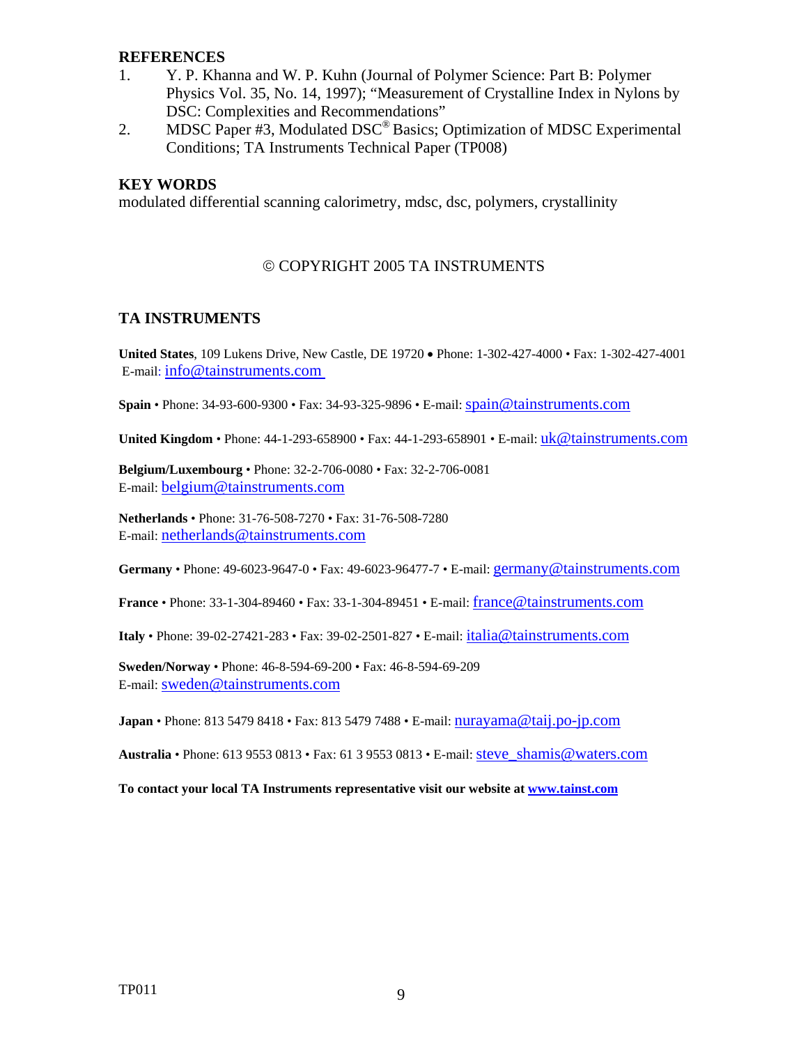## REFERENCES

1. Y. P. Khanna and W. P. Kuhn (Journal of Polymer Science: Part B: Polymer Physics Vol. 35, No. 14, 1997); "Measurement of Crystalline Index in Nylons by DSC: Complexities and Recommendations"
2. MDSC Paper #3, Modulated DSC® Basics; Optimization of MDSC Experimental Conditions; TA Instruments Technical Paper (TP008)

## KEY WORDS

modulated differential scanning calorimetry, mdsc, dsc, polymers, crystallinity

© COPYRIGHT 2005 TA INSTRUMENTS

## TA INSTRUMENTS

**United States**, 109 Lukens Drive, New Castle, DE 19720 • Phone: 1-302-427-4000 • Fax: 1-302-427-4001
E-mail: info@tainstruments.com

**Spain** • Phone: 34-93-600-9300 • Fax: 34-93-325-9896 • E-mail: spain@tainstruments.com

**United Kingdom** • Phone: 44-1-293-658900 • Fax: 44-1-293-658901 • E-mail: uk@tainstruments.com

**Belgium/Luxembourg** • Phone: 32-2-706-0080 • Fax: 32-2-706-0081
E-mail: belgium@tainstruments.com

**Netherlands** • Phone: 31-76-508-7270 • Fax: 31-76-508-7280
E-mail: netherlands@tainstruments.com

**Germany** • Phone: 49-6023-9647-0 • Fax: 49-6023-96477-7 • E-mail: germany@tainstruments.com

**France** • Phone: 33-1-304-89460 • Fax: 33-1-304-89451 • E-mail: france@tainstruments.com

**Italy** • Phone: 39-02-27421-283 • Fax: 39-02-2501-827 • E-mail: italia@tainstruments.com

**Sweden/Norway** • Phone: 46-8-594-69-200 • Fax: 46-8-594-69-209
E-mail: sweden@tainstruments.com

**Japan** • Phone: 813 5479 8418 • Fax: 813 5479 7488 • E-mail: nurayama@taij.po-jp.com

**Australia** • Phone: 613 9553 0813 • Fax: 61 3 9553 0813 • E-mail: steve_shamis@waters.com

**To contact your local TA Instruments representative visit our website at www.tainst.com**

TP011